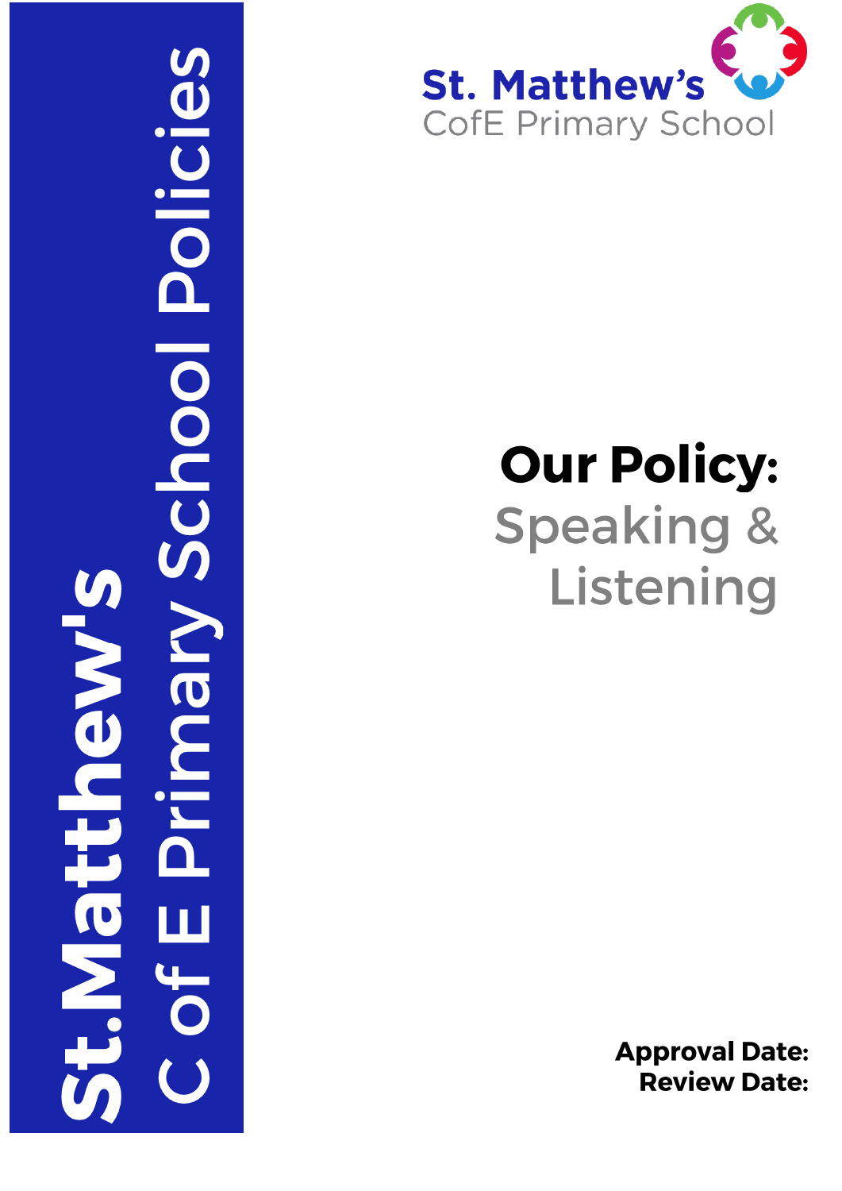St.Matthew's C of E Primary School Policies

St. Matthew's CofE Primary School

# Our Policy: Speaking & Listening

**Approval Date:**
**Review Date:**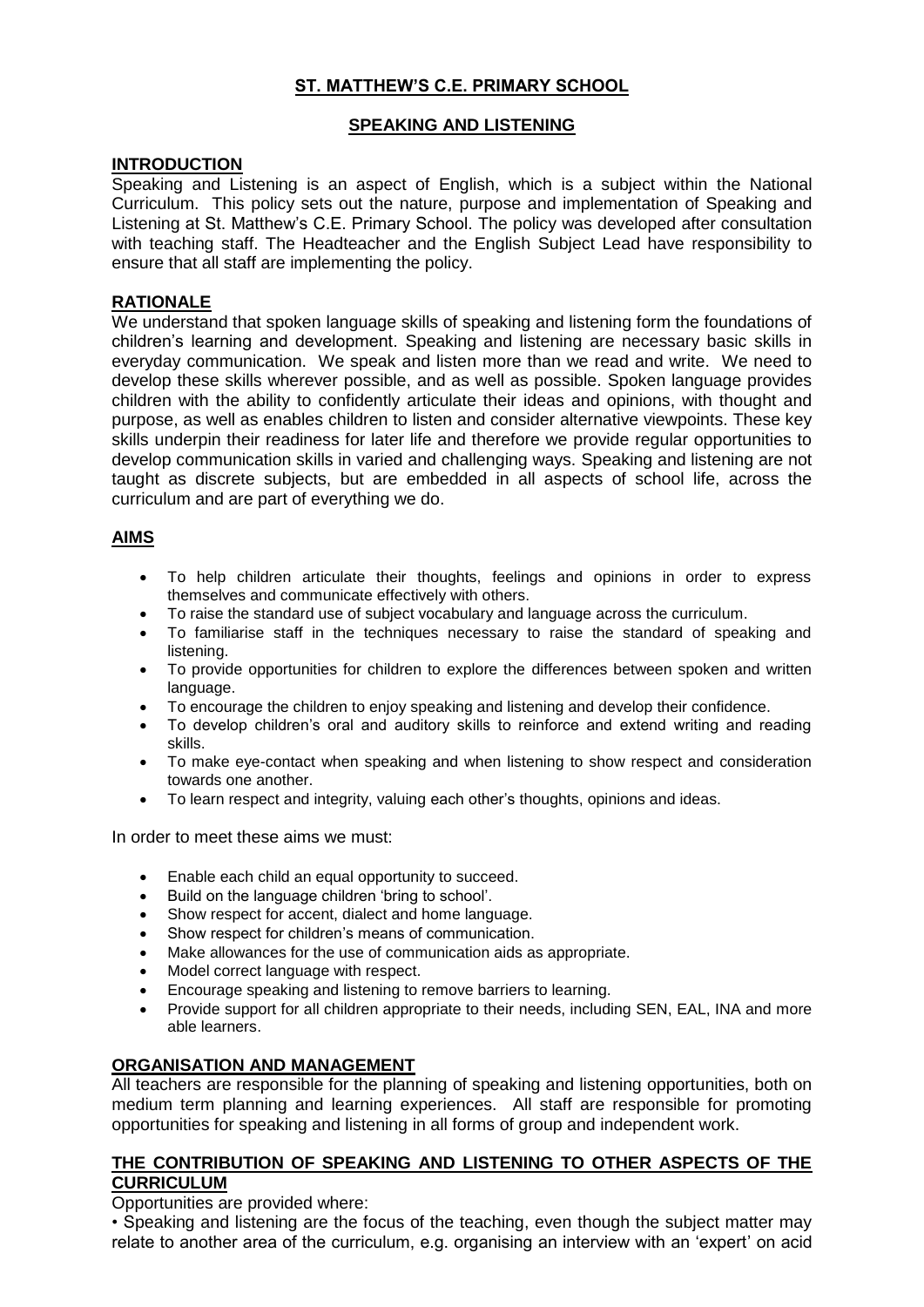# ST. MATTHEW'S C.E. PRIMARY SCHOOL

## SPEAKING AND LISTENING

## INTRODUCTION

Speaking and Listening is an aspect of English, which is a subject within the National Curriculum. This policy sets out the nature, purpose and implementation of Speaking and Listening at St. Matthew's C.E. Primary School. The policy was developed after consultation with teaching staff. The Headteacher and the English Subject Lead have responsibility to ensure that all staff are implementing the policy.

## RATIONALE

We understand that spoken language skills of speaking and listening form the foundations of children's learning and development. Speaking and listening are necessary basic skills in everyday communication. We speak and listen more than we read and write. We need to develop these skills wherever possible, and as well as possible. Spoken language provides children with the ability to confidently articulate their ideas and opinions, with thought and purpose, as well as enables children to listen and consider alternative viewpoints. These key skills underpin their readiness for later life and therefore we provide regular opportunities to develop communication skills in varied and challenging ways. Speaking and listening are not taught as discrete subjects, but are embedded in all aspects of school life, across the curriculum and are part of everything we do.

## AIMS

- To help children articulate their thoughts, feelings and opinions in order to express themselves and communicate effectively with others.
- To raise the standard use of subject vocabulary and language across the curriculum.
- To familiarise staff in the techniques necessary to raise the standard of speaking and listening.
- To provide opportunities for children to explore the differences between spoken and written language.
- To encourage the children to enjoy speaking and listening and develop their confidence.
- To develop children's oral and auditory skills to reinforce and extend writing and reading skills.
- To make eye-contact when speaking and when listening to show respect and consideration towards one another.
- To learn respect and integrity, valuing each other's thoughts, opinions and ideas.

In order to meet these aims we must:

- Enable each child an equal opportunity to succeed.
- Build on the language children 'bring to school'.
- Show respect for accent, dialect and home language.
- Show respect for children's means of communication.
- Make allowances for the use of communication aids as appropriate.
- Model correct language with respect.
- Encourage speaking and listening to remove barriers to learning.
- Provide support for all children appropriate to their needs, including SEN, EAL, INA and more able learners.

## ORGANISATION AND MANAGEMENT

All teachers are responsible for the planning of speaking and listening opportunities, both on medium term planning and learning experiences. All staff are responsible for promoting opportunities for speaking and listening in all forms of group and independent work.

## THE CONTRIBUTION OF SPEAKING AND LISTENING TO OTHER ASPECTS OF THE CURRICULUM

Opportunities are provided where:

• Speaking and listening are the focus of the teaching, even though the subject matter may relate to another area of the curriculum, e.g. organising an interview with an 'expert' on acid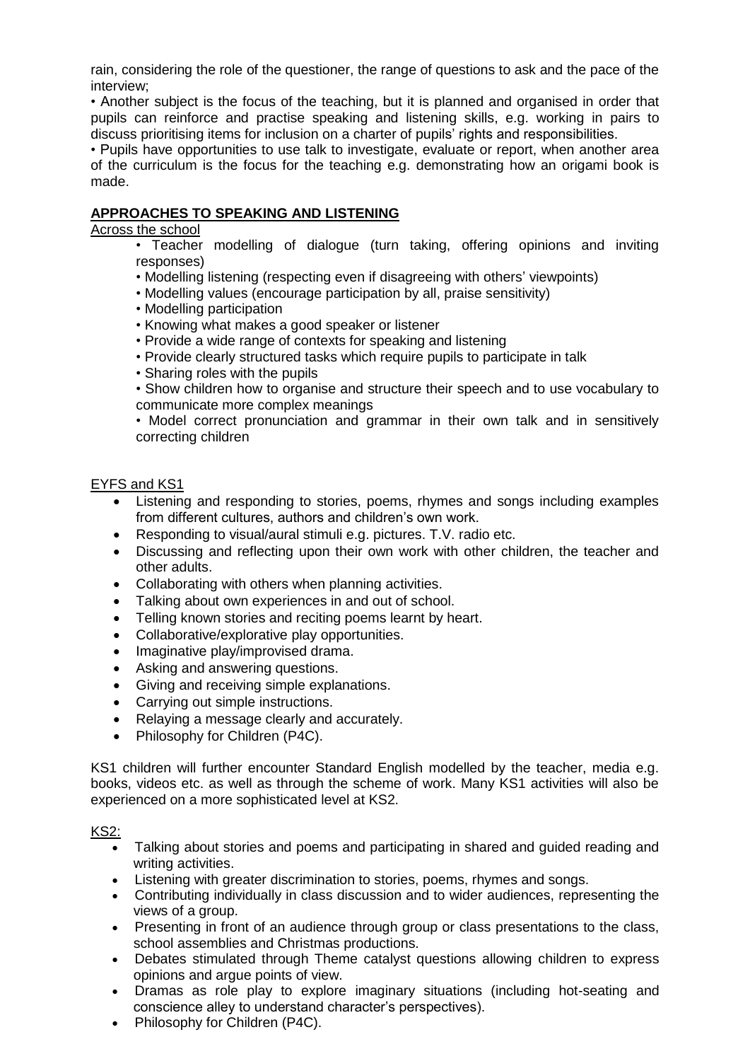rain, considering the role of the questioner, the range of questions to ask and the pace of the interview;

• Another subject is the focus of the teaching, but it is planned and organised in order that pupils can reinforce and practise speaking and listening skills, e.g. working in pairs to discuss prioritising items for inclusion on a charter of pupils' rights and responsibilities.

• Pupils have opportunities to use talk to investigate, evaluate or report, when another area of the curriculum is the focus for the teaching e.g. demonstrating how an origami book is made.

## APPROACHES TO SPEAKING AND LISTENING

Across the school

- Teacher modelling of dialogue (turn taking, offering opinions and inviting responses)
- Modelling listening (respecting even if disagreeing with others' viewpoints)
- Modelling values (encourage participation by all, praise sensitivity)
- Modelling participation
- Knowing what makes a good speaker or listener
- Provide a wide range of contexts for speaking and listening
- Provide clearly structured tasks which require pupils to participate in talk
- Sharing roles with the pupils
- Show children how to organise and structure their speech and to use vocabulary to communicate more complex meanings
- Model correct pronunciation and grammar in their own talk and in sensitively correcting children

EYFS and KS1

- Listening and responding to stories, poems, rhymes and songs including examples from different cultures, authors and children's own work.
- Responding to visual/aural stimuli e.g. pictures. T.V. radio etc.
- Discussing and reflecting upon their own work with other children, the teacher and other adults.
- Collaborating with others when planning activities.
- Talking about own experiences in and out of school.
- Telling known stories and reciting poems learnt by heart.
- Collaborative/explorative play opportunities.
- Imaginative play/improvised drama.
- Asking and answering questions.
- Giving and receiving simple explanations.
- Carrying out simple instructions.
- Relaying a message clearly and accurately.
- Philosophy for Children (P4C).

KS1 children will further encounter Standard English modelled by the teacher, media e.g. books, videos etc. as well as through the scheme of work. Many KS1 activities will also be experienced on a more sophisticated level at KS2.

KS2:

- Talking about stories and poems and participating in shared and guided reading and writing activities.
- Listening with greater discrimination to stories, poems, rhymes and songs.
- Contributing individually in class discussion and to wider audiences, representing the views of a group.
- Presenting in front of an audience through group or class presentations to the class, school assemblies and Christmas productions.
- Debates stimulated through Theme catalyst questions allowing children to express opinions and argue points of view.
- Dramas as role play to explore imaginary situations (including hot-seating and conscience alley to understand character's perspectives).
- Philosophy for Children (P4C).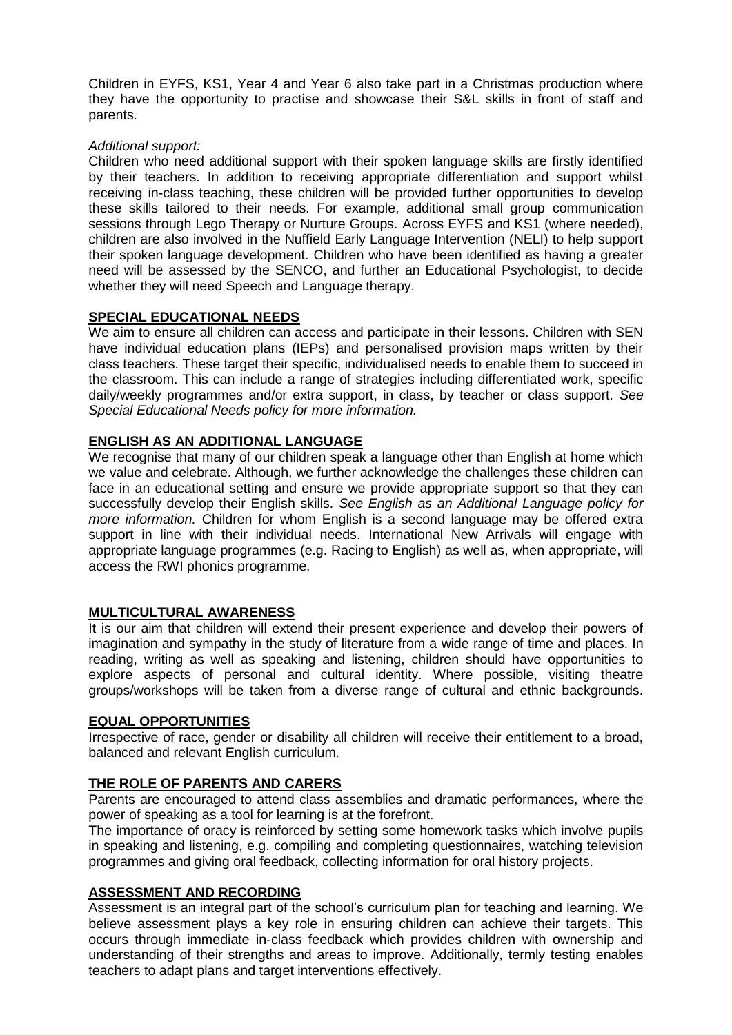Children in EYFS, KS1, Year 4 and Year 6 also take part in a Christmas production where they have the opportunity to practise and showcase their S&L skills in front of staff and parents.

*Additional support:*

Children who need additional support with their spoken language skills are firstly identified by their teachers. In addition to receiving appropriate differentiation and support whilst receiving in-class teaching, these children will be provided further opportunities to develop these skills tailored to their needs. For example, additional small group communication sessions through Lego Therapy or Nurture Groups. Across EYFS and KS1 (where needed), children are also involved in the Nuffield Early Language Intervention (NELI) to help support their spoken language development. Children who have been identified as having a greater need will be assessed by the SENCO, and further an Educational Psychologist, to decide whether they will need Speech and Language therapy.

## SPECIAL EDUCATIONAL NEEDS

We aim to ensure all children can access and participate in their lessons. Children with SEN have individual education plans (IEPs) and personalised provision maps written by their class teachers. These target their specific, individualised needs to enable them to succeed in the classroom. This can include a range of strategies including differentiated work, specific daily/weekly programmes and/or extra support, in class, by teacher or class support. *See Special Educational Needs policy for more information.*

## ENGLISH AS AN ADDITIONAL LANGUAGE

We recognise that many of our children speak a language other than English at home which we value and celebrate. Although, we further acknowledge the challenges these children can face in an educational setting and ensure we provide appropriate support so that they can successfully develop their English skills. *See English as an Additional Language policy for more information.* Children for whom English is a second language may be offered extra support in line with their individual needs. International New Arrivals will engage with appropriate language programmes (e.g. Racing to English) as well as, when appropriate, will access the RWI phonics programme.

## MULTICULTURAL AWARENESS

It is our aim that children will extend their present experience and develop their powers of imagination and sympathy in the study of literature from a wide range of time and places. In reading, writing as well as speaking and listening, children should have opportunities to explore aspects of personal and cultural identity. Where possible, visiting theatre groups/workshops will be taken from a diverse range of cultural and ethnic backgrounds.

## EQUAL OPPORTUNITIES

Irrespective of race, gender or disability all children will receive their entitlement to a broad, balanced and relevant English curriculum.

## THE ROLE OF PARENTS AND CARERS

Parents are encouraged to attend class assemblies and dramatic performances, where the power of speaking as a tool for learning is at the forefront.

The importance of oracy is reinforced by setting some homework tasks which involve pupils in speaking and listening, e.g. compiling and completing questionnaires, watching television programmes and giving oral feedback, collecting information for oral history projects.

## ASSESSMENT AND RECORDING

Assessment is an integral part of the school's curriculum plan for teaching and learning. We believe assessment plays a key role in ensuring children can achieve their targets. This occurs through immediate in-class feedback which provides children with ownership and understanding of their strengths and areas to improve. Additionally, termly testing enables teachers to adapt plans and target interventions effectively.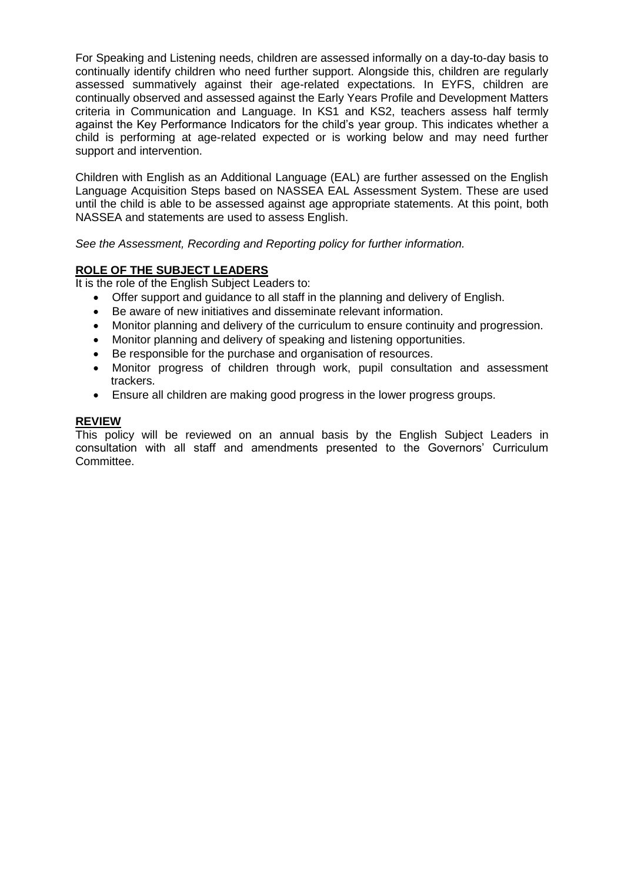For Speaking and Listening needs, children are assessed informally on a day-to-day basis to continually identify children who need further support. Alongside this, children are regularly assessed summatively against their age-related expectations. In EYFS, children are continually observed and assessed against the Early Years Profile and Development Matters criteria in Communication and Language. In KS1 and KS2, teachers assess half termly against the Key Performance Indicators for the child's year group. This indicates whether a child is performing at age-related expected or is working below and may need further support and intervention.

Children with English as an Additional Language (EAL) are further assessed on the English Language Acquisition Steps based on NASSEA EAL Assessment System. These are used until the child is able to be assessed against age appropriate statements. At this point, both NASSEA and statements are used to assess English.

*See the Assessment, Recording and Reporting policy for further information.*

## ROLE OF THE SUBJECT LEADERS

It is the role of the English Subject Leaders to:

- Offer support and guidance to all staff in the planning and delivery of English.
- Be aware of new initiatives and disseminate relevant information.
- Monitor planning and delivery of the curriculum to ensure continuity and progression.
- Monitor planning and delivery of speaking and listening opportunities.
- Be responsible for the purchase and organisation of resources.
- Monitor progress of children through work, pupil consultation and assessment trackers.
- Ensure all children are making good progress in the lower progress groups.

## REVIEW

This policy will be reviewed on an annual basis by the English Subject Leaders in consultation with all staff and amendments presented to the Governors' Curriculum Committee.